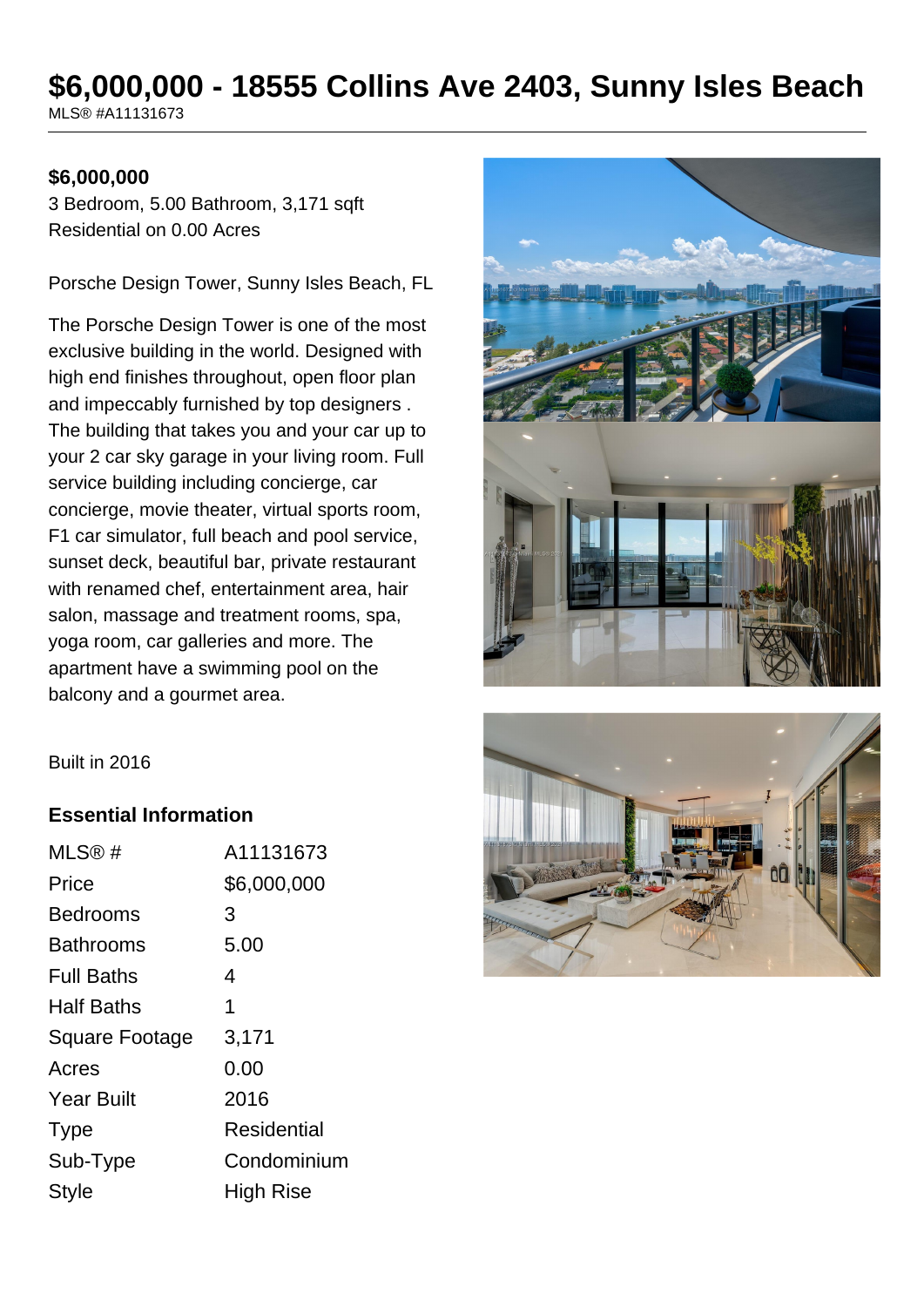# $6,000,000 - 18555 Collins Ave 2403, Sunny Isles Beach

MLS® #A11131673

**$6,000,000**

3 Bedroom, 5.00 Bathroom, 3,171 sqft

Residential on 0.00 Acres

Porsche Design Tower, Sunny Isles Beach, FL

The Porsche Design Tower is one of the most exclusive building in the world. Designed with high end finishes throughout, open floor plan and impeccably furnished by top designers . The building that takes you and your car up to your 2 car sky garage in your living room. Full service building including concierge, car concierge, movie theater, virtual sports room, F1 car simulator, full beach and pool service, sunset deck, beautiful bar, private restaurant with renamed chef, entertainment area, hair salon, massage and treatment rooms, spa, yoga room, car galleries and more. The apartment have a swimming pool on the balcony and a gourmet area.

Built in 2016

### Essential Information

| | |
|---|---|
| MLS® # | A11131673 |
| Price | $6,000,000 |
| Bedrooms | 3 |
| Bathrooms | 5.00 |
| Full Baths | 4 |
| Half Baths | 1 |
| Square Footage | 3,171 |
| Acres | 0.00 |
| Year Built | 2016 |
| Type | Residential |
| Sub-Type | Condominium |
| Style | High Rise |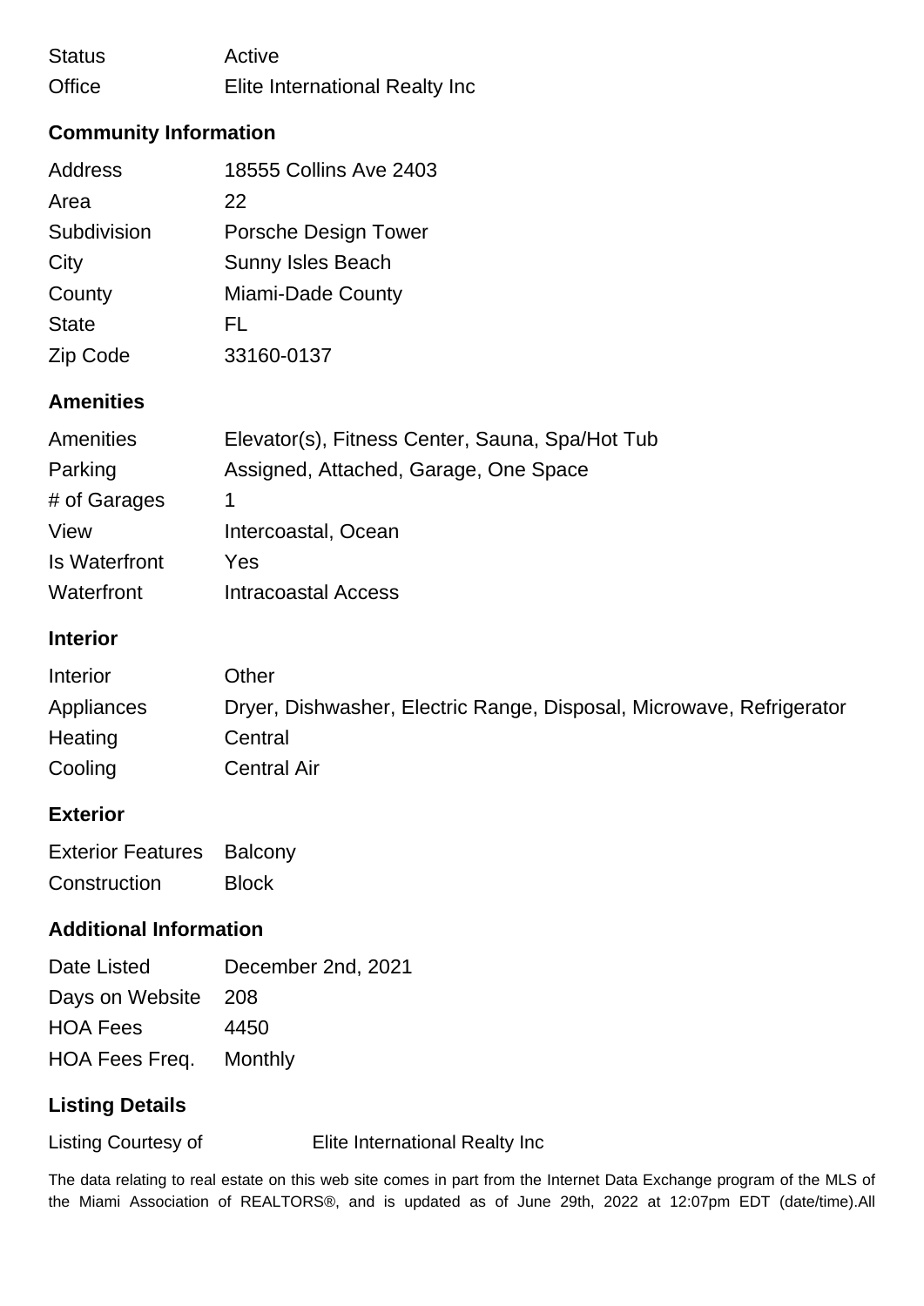| | |
|---|---|
| Status | Active |
| Office | Elite International Realty Inc |

## Community Information

| | |
|---|---|
| Address | 18555 Collins Ave 2403 |
| Area | 22 |
| Subdivision | Porsche Design Tower |
| City | Sunny Isles Beach |
| County | Miami-Dade County |
| State | FL |
| Zip Code | 33160-0137 |

## Amenities

| | |
|---|---|
| Amenities | Elevator(s), Fitness Center, Sauna, Spa/Hot Tub |
| Parking | Assigned, Attached, Garage, One Space |
| # of Garages | 1 |
| View | Intercoastal, Ocean |
| Is Waterfront | Yes |
| Waterfront | Intracoastal Access |

## Interior

| | |
|---|---|
| Interior | Other |
| Appliances | Dryer, Dishwasher, Electric Range, Disposal, Microwave, Refrigerator |
| Heating | Central |
| Cooling | Central Air |

## Exterior

| | |
|---|---|
| Exterior Features | Balcony |
| Construction | Block |

## Additional Information

| | |
|---|---|
| Date Listed | December 2nd, 2021 |
| Days on Website | 208 |
| HOA Fees | 4450 |
| HOA Fees Freq. | Monthly |

## Listing Details

| | |
|---|---|
| Listing Courtesy of | Elite International Realty Inc |

The data relating to real estate on this web site comes in part from the Internet Data Exchange program of the MLS of the Miami Association of REALTORS®, and is updated as of June 29th, 2022 at 12:07pm EDT (date/time).All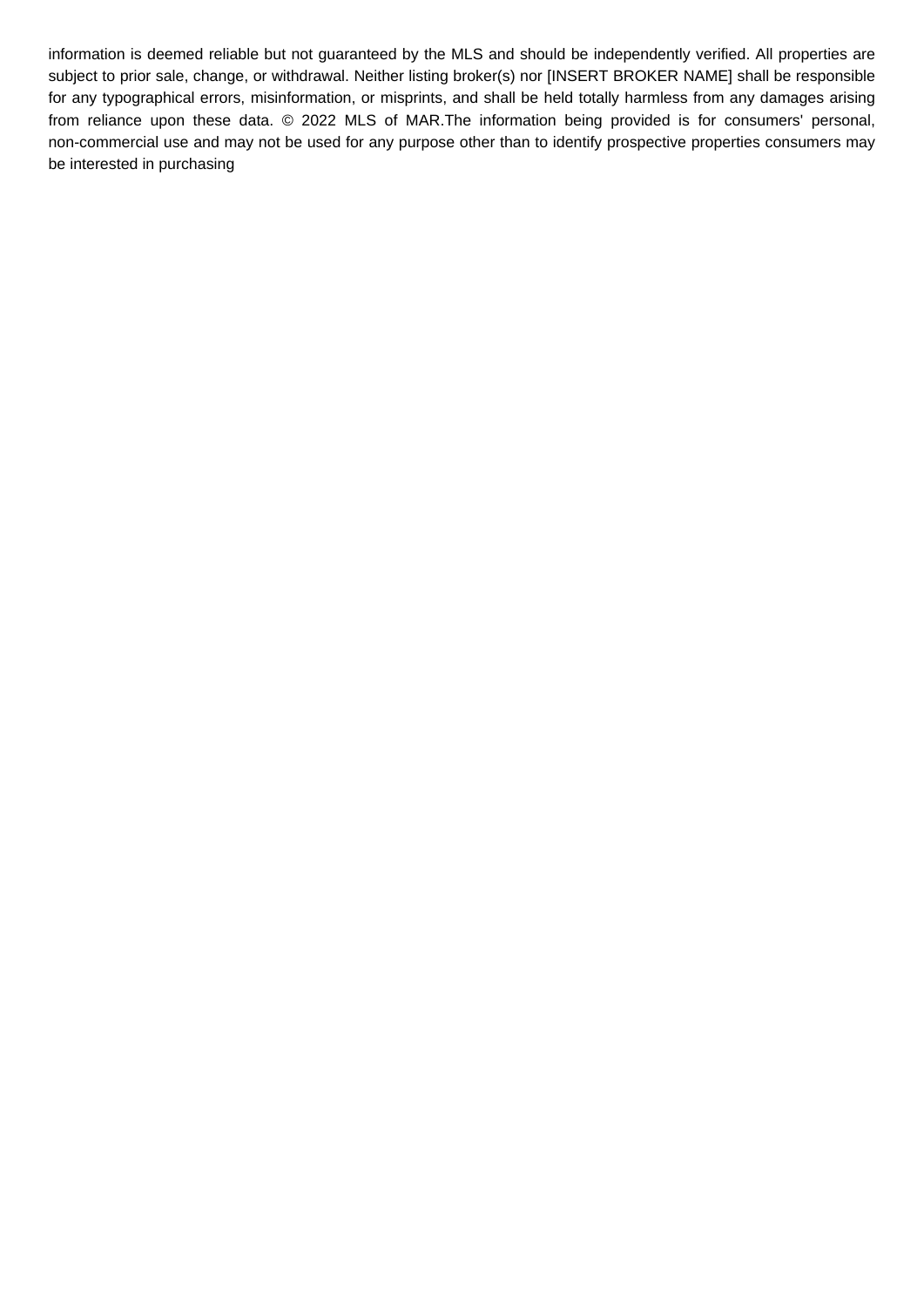information is deemed reliable but not guaranteed by the MLS and should be independently verified. All properties are subject to prior sale, change, or withdrawal. Neither listing broker(s) nor [INSERT BROKER NAME] shall be responsible for any typographical errors, misinformation, or misprints, and shall be held totally harmless from any damages arising from reliance upon these data. © 2022 MLS of MAR.The information being provided is for consumers' personal, non-commercial use and may not be used for any purpose other than to identify prospective properties consumers may be interested in purchasing